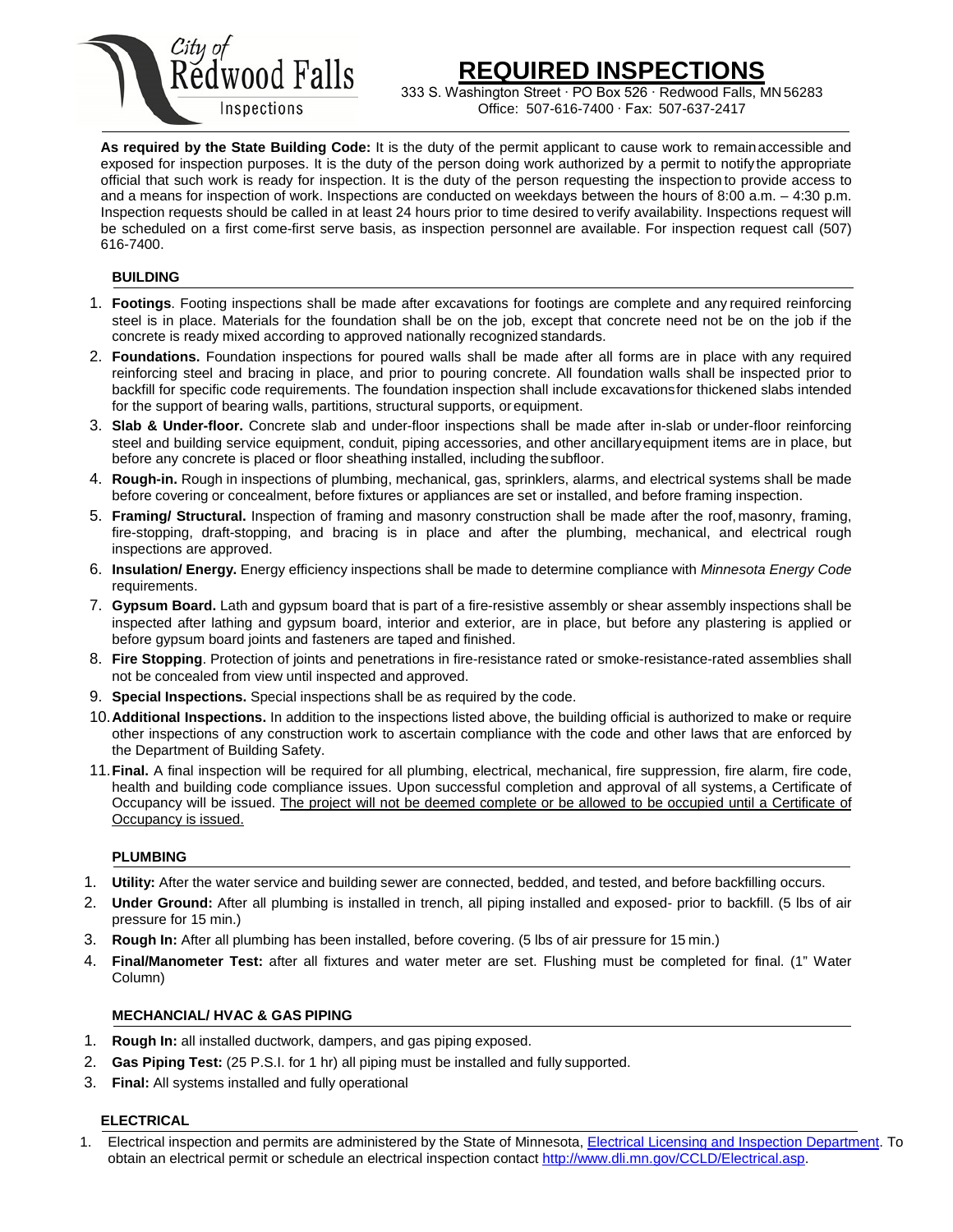City of Redwood Falls Inspections

# REQUIRED INSPECTIONS

333 S. Washington Street · PO Box 526 · Redwood Falls, MN 56283
Office: 507-616-7400 · Fax: 507-637-2417

**As required by the State Building Code:** It is the duty of the permit applicant to cause work to remain accessible and exposed for inspection purposes. It is the duty of the person doing work authorized by a permit to notify the appropriate official that such work is ready for inspection. It is the duty of the person requesting the inspection to provide access to and a means for inspection of work. Inspections are conducted on weekdays between the hours of 8:00 a.m. – 4:30 p.m. Inspection requests should be called in at least 24 hours prior to time desired to verify availability. Inspections request will be scheduled on a first come-first serve basis, as inspection personnel are available. For inspection request call (507) 616-7400.

## BUILDING

1. **Footings**. Footing inspections shall be made after excavations for footings are complete and any required reinforcing steel is in place. Materials for the foundation shall be on the job, except that concrete need not be on the job if the concrete is ready mixed according to approved nationally recognized standards.
2. **Foundations.** Foundation inspections for poured walls shall be made after all forms are in place with any required reinforcing steel and bracing in place, and prior to pouring concrete. All foundation walls shall be inspected prior to backfill for specific code requirements. The foundation inspection shall include excavations for thickened slabs intended for the support of bearing walls, partitions, structural supports, or equipment.
3. **Slab & Under-floor.** Concrete slab and under-floor inspections shall be made after in-slab or under-floor reinforcing steel and building service equipment, conduit, piping accessories, and other ancillary equipment items are in place, but before any concrete is placed or floor sheathing installed, including the subfloor.
4. **Rough-in.** Rough in inspections of plumbing, mechanical, gas, sprinklers, alarms, and electrical systems shall be made before covering or concealment, before fixtures or appliances are set or installed, and before framing inspection.
5. **Framing/ Structural.** Inspection of framing and masonry construction shall be made after the roof, masonry, framing, fire-stopping, draft-stopping, and bracing is in place and after the plumbing, mechanical, and electrical rough inspections are approved.
6. **Insulation/ Energy.** Energy efficiency inspections shall be made to determine compliance with *Minnesota Energy Code* requirements.
7. **Gypsum Board.** Lath and gypsum board that is part of a fire-resistive assembly or shear assembly inspections shall be inspected after lathing and gypsum board, interior and exterior, are in place, but before any plastering is applied or before gypsum board joints and fasteners are taped and finished.
8. **Fire Stopping**. Protection of joints and penetrations in fire-resistance rated or smoke-resistance-rated assemblies shall not be concealed from view until inspected and approved.
9. **Special Inspections.** Special inspections shall be as required by the code.
10. **Additional Inspections.** In addition to the inspections listed above, the building official is authorized to make or require other inspections of any construction work to ascertain compliance with the code and other laws that are enforced by the Department of Building Safety.
11. **Final.** A final inspection will be required for all plumbing, electrical, mechanical, fire suppression, fire alarm, fire code, health and building code compliance issues. Upon successful completion and approval of all systems, a Certificate of Occupancy will be issued. <u>The project will not be deemed complete or be allowed to be occupied until a Certificate of Occupancy is issued.</u>

## PLUMBING

1. **Utility:** After the water service and building sewer are connected, bedded, and tested, and before backfilling occurs.
2. **Under Ground:** After all plumbing is installed in trench, all piping installed and exposed- prior to backfill. (5 lbs of air pressure for 15 min.)
3. **Rough In:** After all plumbing has been installed, before covering. (5 lbs of air pressure for 15 min.)
4. **Final/Manometer Test:** after all fixtures and water meter are set. Flushing must be completed for final. (1" Water Column)

## MECHANCIAL/ HVAC & GAS PIPING

1. **Rough In:** all installed ductwork, dampers, and gas piping exposed.
2. **Gas Piping Test:** (25 P.S.I. for 1 hr) all piping must be installed and fully supported.
3. **Final:** All systems installed and fully operational

## ELECTRICAL

1. Electrical inspection and permits are administered by the State of Minnesota, Electrical Licensing and Inspection Department. To obtain an electrical permit or schedule an electrical inspection contact http://www.dli.mn.gov/CCLD/Electrical.asp.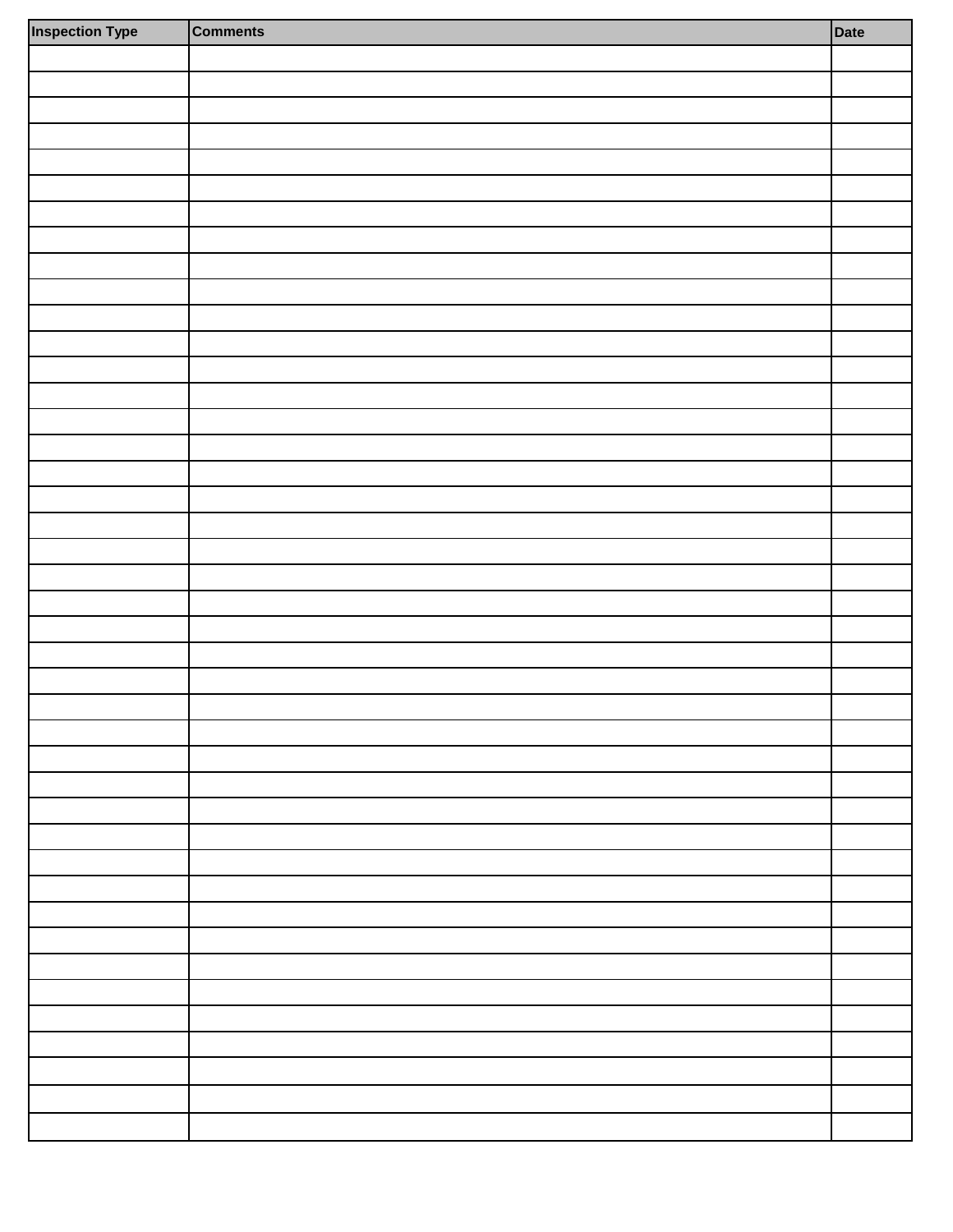| Inspection Type | Comments | Date |
|---|---|---|
| | | |
| | | |
| | | |
| | | |
| | | |
| | | |
| | | |
| | | |
| | | |
| | | |
| | | |
| | | |
| | | |
| | | |
| | | |
| | | |
| | | |
| | | |
| | | |
| | | |
| | | |
| | | |
| | | |
| | | |
| | | |
| | | |
| | | |
| | | |
| | | |
| | | |
| | | |
| | | |
| | | |
| | | |
| | | |
| | | |
| | | |
| | | |
| | | |
| | | |
| | | |
| | | |